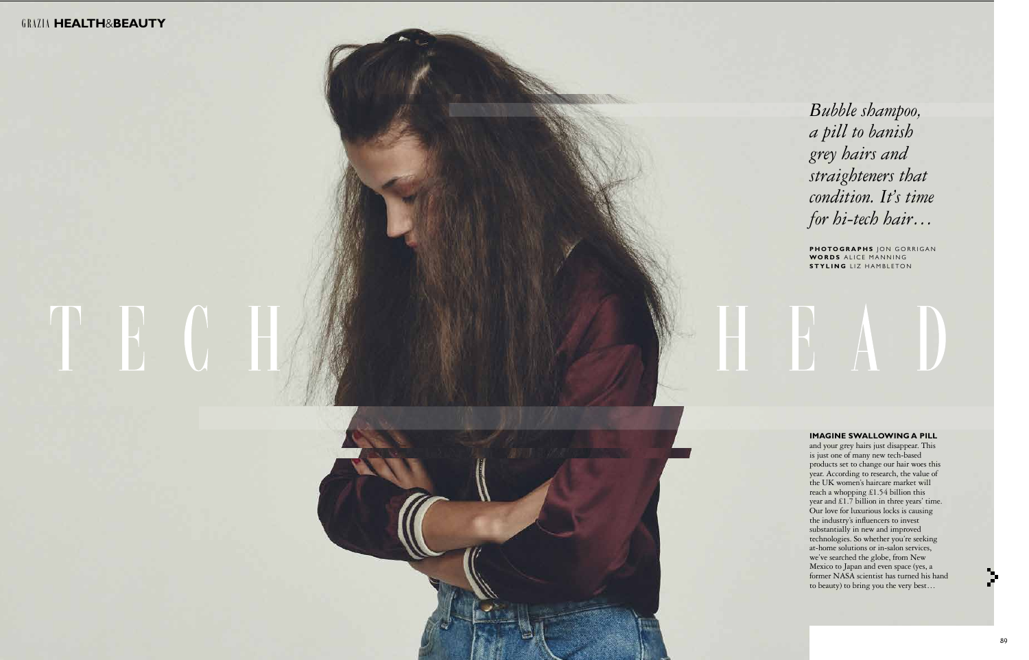# TECH HEAD

*Bubble shampoo, a pill to banish grey hairs and straighteners that condition. It's time for hi-tech hair…*

**PHOTOGRAPHS** JON GORRIGAN
**WORDS** ALICE MANNING
**STYLING** LIZ HAMBLETON

**IMAGINE SWALLOWING A PILL** and your grey hairs just disappear. This is just one of many new tech-based products set to change our hair woes this year. According to research, the value of the UK women's haircare market will reach a whopping £1.54 billion this year and £1.7 billion in three years' time. Our love for luxurious locks is causing the industry's influencers to invest substantially in new and improved technologies. So whether you're seeking at-home solutions or in-salon services, we've searched the globe, from New Mexico to Japan and even space (yes, a former NASA scientist has turned his hand to beauty) to bring you the very best…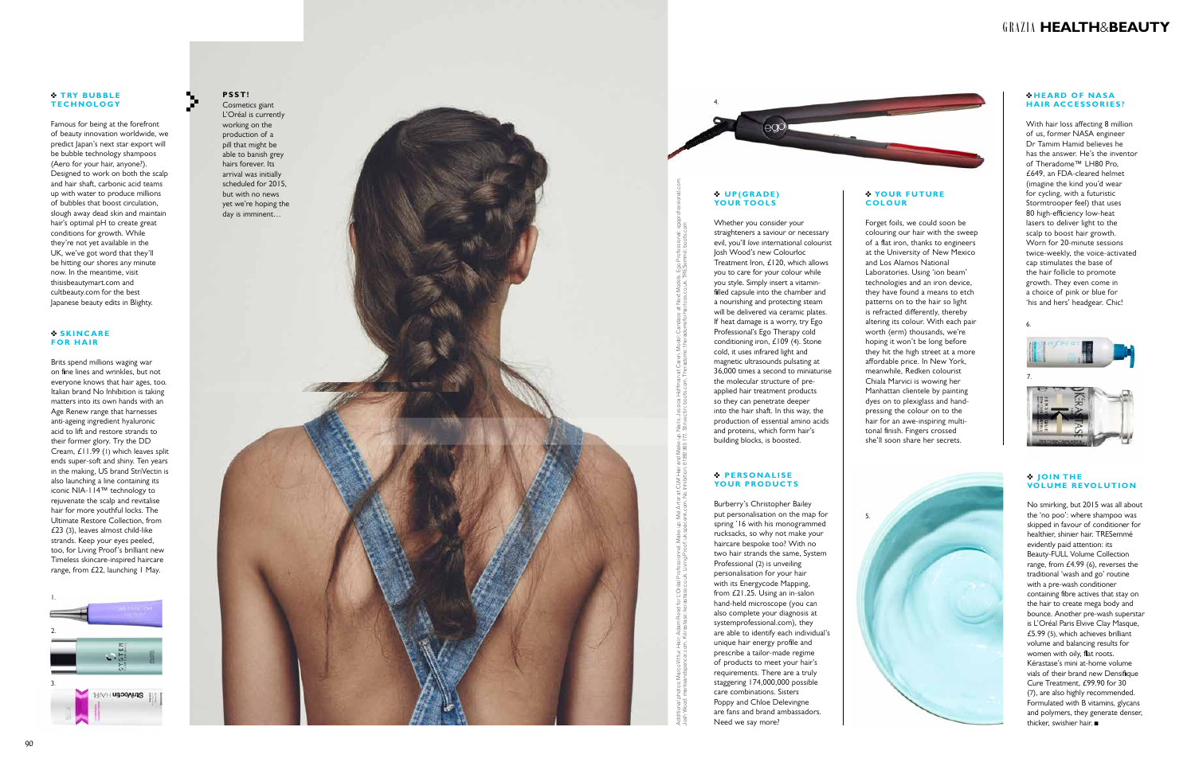### TRY BUBBLE TECHNOLOGY

Famous for being at the forefront of beauty innovation worldwide, we predict Japan's next star export will be bubble technology shampoos (Aero for your hair, anyone?). Designed to work on both the scalp and hair shaft, carbonic acid teams up with water to produce millions of bubbles that boost circulation, slough away dead skin and maintain hair's optimal pH to create great conditions for growth. While they're not yet available in the UK, we've got word that they'll be hitting our shores any minute now. In the meantime, visit thisisbeautymart.com and cultbeauty.com for the best Japanese beauty edits in Blighty.

### SKINCARE FOR HAIR

Brits spend millions waging war on fine lines and wrinkles, but not everyone knows that hair ages, too. Italian brand No Inhibition is taking matters into its own hands with an Age Renew range that harnesses anti-ageing ingredient hyaluronic acid to lift and restore strands to their former glory. Try the DD Cream, £11.99 (1) which leaves split ends super-soft and shiny. Ten years in the making, US brand StriVectin is also launching a line containing its iconic NIA-114™ technology to rejuvenate the scalp and revitalise hair for more youthful locks. The Ultimate Restore Collection, from £23 (3), leaves almost child-like strands. Keep your eyes peeled, too, for Living Proof's brilliant new Timeless skincare-inspired haircare range, from £22, launching 1 May.

1.

2.

3.

**PSST!**

Cosmetics giant L'Oréal is currently working on the production of a pill that might be able to banish grey hairs forever. Its arrival was initially scheduled for 2015, but with no news yet we're hoping the day is imminent…

4.

### UP(GRADE) YOUR TOOLS

Whether you consider your straighteners a saviour or necessary evil, you'll *love* international colourist Josh Wood's new Colourloc Treatment Iron, £120, which allows you to care for your colour while you style. Simply insert a vitamin-filled capsule into the chamber and a nourishing and protecting steam will be delivered via ceramic plates. If heat damage is a worry, try Ego Professional's Ego Therapy cold conditioning iron, £109 (4). Stone cold, it uses infrared light and magnetic ultrasounds pulsating at 36,000 times a second to miniaturise the molecular structure of pre-applied hair treatment products so they can penetrate deeper into the hair shaft. In this way, the production of essential amino acids and proteins, which form hair's building blocks, is boosted.

### PERSONALISE YOUR PRODUCTS

Burberry's Christopher Bailey put personalisation on the map for spring '16 with his monogrammed rucksacks, so why not make your haircare bespoke too? With no two hair strands the same, System Professional (2) is unveiling personalisation for your hair with its Energycode Mapping, from £21.25. Using an in-salon hand-held microscope (you can also complete your diagnosis at systemprofessional.com), they are able to identify each individual's unique hair energy profile and prescribe a tailor-made regime of products to meet your hair's requirements. There are a truly staggering 174,000,000 possible care combinations. Sisters Poppy and Chloe Delevingne are fans and brand ambassadors. Need we say more?

### YOUR FUTURE COLOUR

Forget foils, we could soon be colouring our hair with the sweep of a flat iron, thanks to engineers at the University of New Mexico and Los Alamos National Laboratories. Using 'ion beam' technologies and an iron device, they have found a means to etch patterns on to the hair so light is refracted differently, thereby altering its colour. With each pair worth (erm) thousands, we're hoping it won't be long before they hit the high street at a more affordable price. In New York, meanwhile, Redken colourist Chiala Marvici is wowing her Manhattan clientele by painting dyes on to plexiglass and hand-pressing the colour on to the hair for an awe-inspiring multi-tonal finish. Fingers crossed she'll soon share her secrets.

5.

### HEARD OF NASA HAIR ACCESSORIES?

With hair loss affecting 8 million of us, former NASA engineer Dr Tamim Hamid believes he has the answer. He's the inventor of Theradome™ LH80 Pro, £649, an FDA-cleared helmet (imagine the kind you'd wear for cycling, with a futuristic Stormtrooper feel) that uses 80 high-efficiency low-heat lasers to deliver light to the scalp to boost hair growth. Worn for 20-minute sessions twice-weekly, the voice-activated cap stimulates the base of the hair follicle to promote growth. They even come in a choice of pink or blue for 'his and hers' headgear. Chic!

6.

7.

### JOIN THE VOLUME REVOLUTION

No smirking, but 2015 was all about the 'no poo': where shampoo was skipped in favour of conditioner for healthier, shinier hair. TRESemmé evidently paid attention: its Beauty-FULL Volume Collection range, from £4.99 (6), reverses the traditional 'wash and go' routine with a pre-wash conditioner containing fibre actives that stay on the hair to create mega body and bounce. Another pre-wash superstar is L'Oréal Paris Elvive Clay Masque, £5.99 (5), which achieves brilliant volume and balancing results for women with oily, flat roots. Kérastase's mini at-home volume vials of their brand new Densifique Cure Treatment, £99.90 for 30 (7), are also highly recommended. Formulated with B vitamins, glycans and polymers, they generate denser, thicker, swishier hair. ■

Additional photos: Marco Vittur. Hair: Adam Reed for L'Oréal Professionnel. Make-up: Mel Arter at CLM Hair and Make-up. Nails: Jessica Hoffman at Caren. Model: Candice at Next Models. Ego Professional: egoprofessional.com. Josh Wood: marksandspencer.com. Kérastase: kerastase.co.uk. LivingProof: uk.spacenk.com. No Inhibition: 01582 960 177. Strivectin: boots.com. Theradome: theradomeforhairloss.co.uk. TRESemmé: boots.com